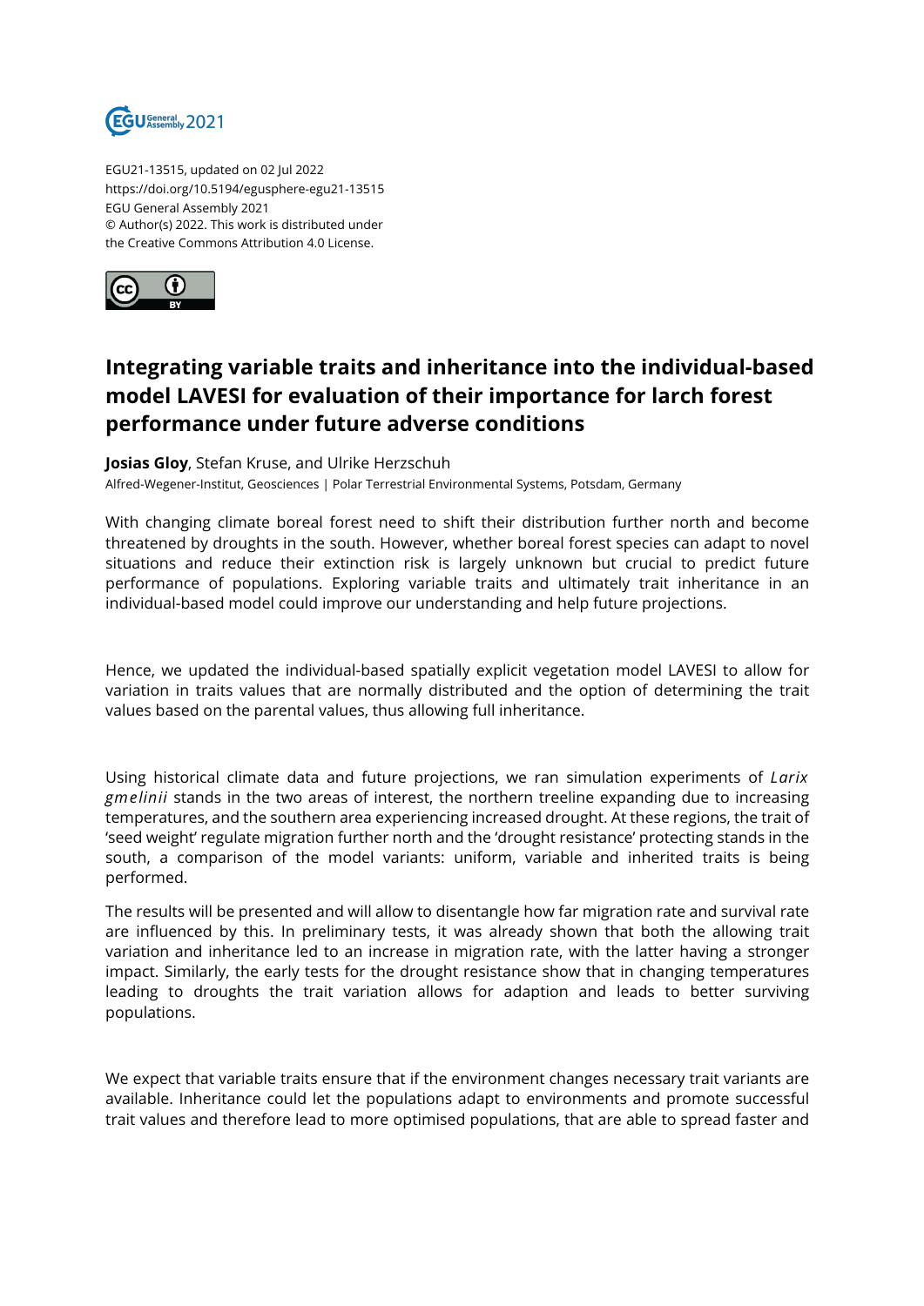EGU21-13515, updated on 02 Jul 2022
https://doi.org/10.5194/egusphere-egu21-13515
EGU General Assembly 2021
© Author(s) 2022. This work is distributed under
the Creative Commons Attribution 4.0 License.

# Integrating variable traits and inheritance into the individual-based model LAVESI for evaluation of their importance for larch forest performance under future adverse conditions

**Josias Gloy**, Stefan Kruse, and Ulrike Herzschuh

Alfred-Wegener-Institut, Geosciences | Polar Terrestrial Environmental Systems, Potsdam, Germany

With changing climate boreal forest need to shift their distribution further north and become threatened by droughts in the south. However, whether boreal forest species can adapt to novel situations and reduce their extinction risk is largely unknown but crucial to predict future performance of populations. Exploring variable traits and ultimately trait inheritance in an individual-based model could improve our understanding and help future projections.

Hence, we updated the individual-based spatially explicit vegetation model LAVESI to allow for variation in traits values that are normally distributed and the option of determining the trait values based on the parental values, thus allowing full inheritance.

Using historical climate data and future projections, we ran simulation experiments of *Larix gmelinii* stands in the two areas of interest, the northern treeline expanding due to increasing temperatures, and the southern area experiencing increased drought. At these regions, the trait of 'seed weight' regulate migration further north and the 'drought resistance' protecting stands in the south, a comparison of the model variants: uniform, variable and inherited traits is being performed.

The results will be presented and will allow to disentangle how far migration rate and survival rate are influenced by this. In preliminary tests, it was already shown that both the allowing trait variation and inheritance led to an increase in migration rate, with the latter having a stronger impact. Similarly, the early tests for the drought resistance show that in changing temperatures leading to droughts the trait variation allows for adaption and leads to better surviving populations.

We expect that variable traits ensure that if the environment changes necessary trait variants are available. Inheritance could let the populations adapt to environments and promote successful trait values and therefore lead to more optimised populations, that are able to spread faster and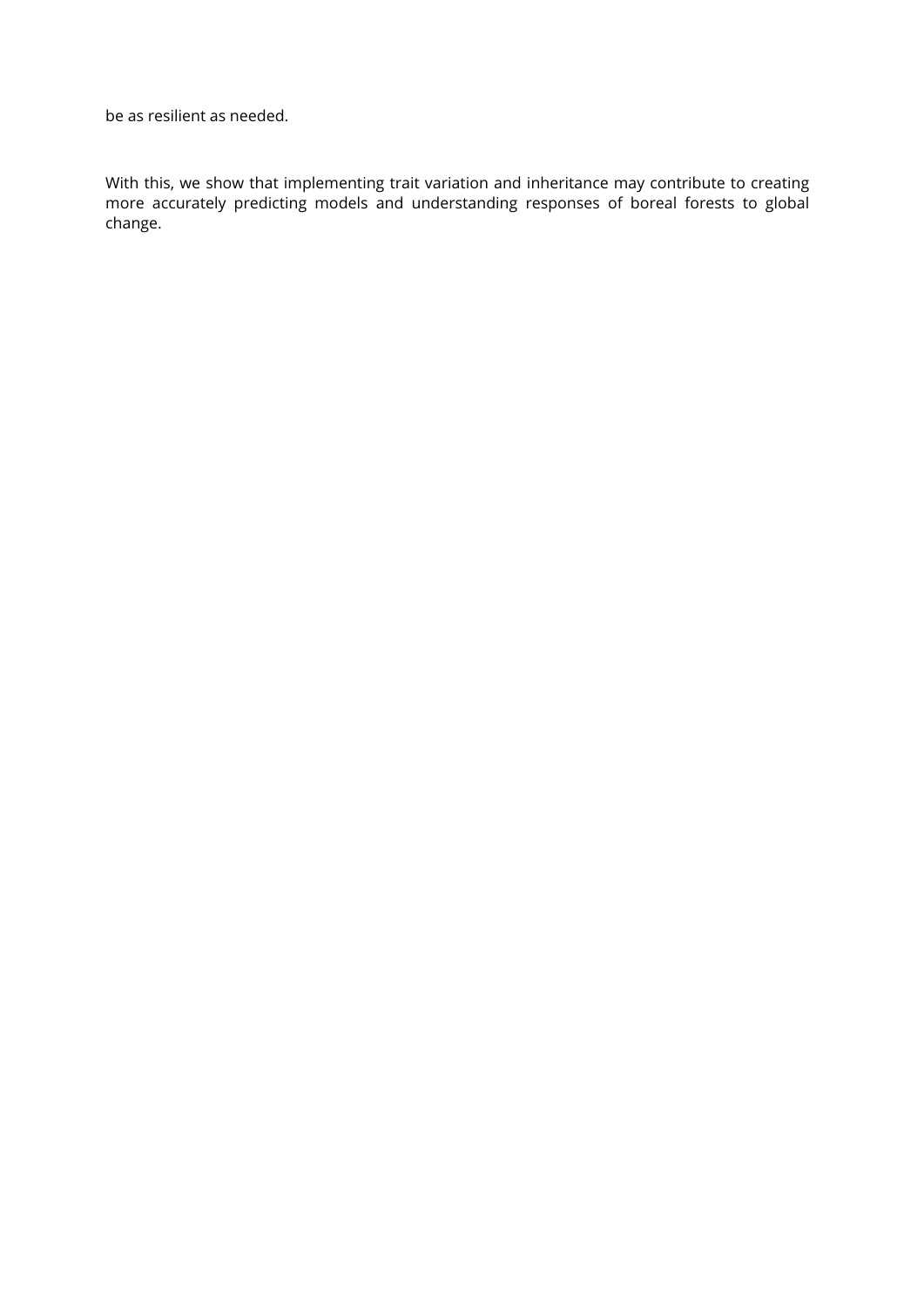be as resilient as needed.

With this, we show that implementing trait variation and inheritance may contribute to creating more accurately predicting models and understanding responses of boreal forests to global change.